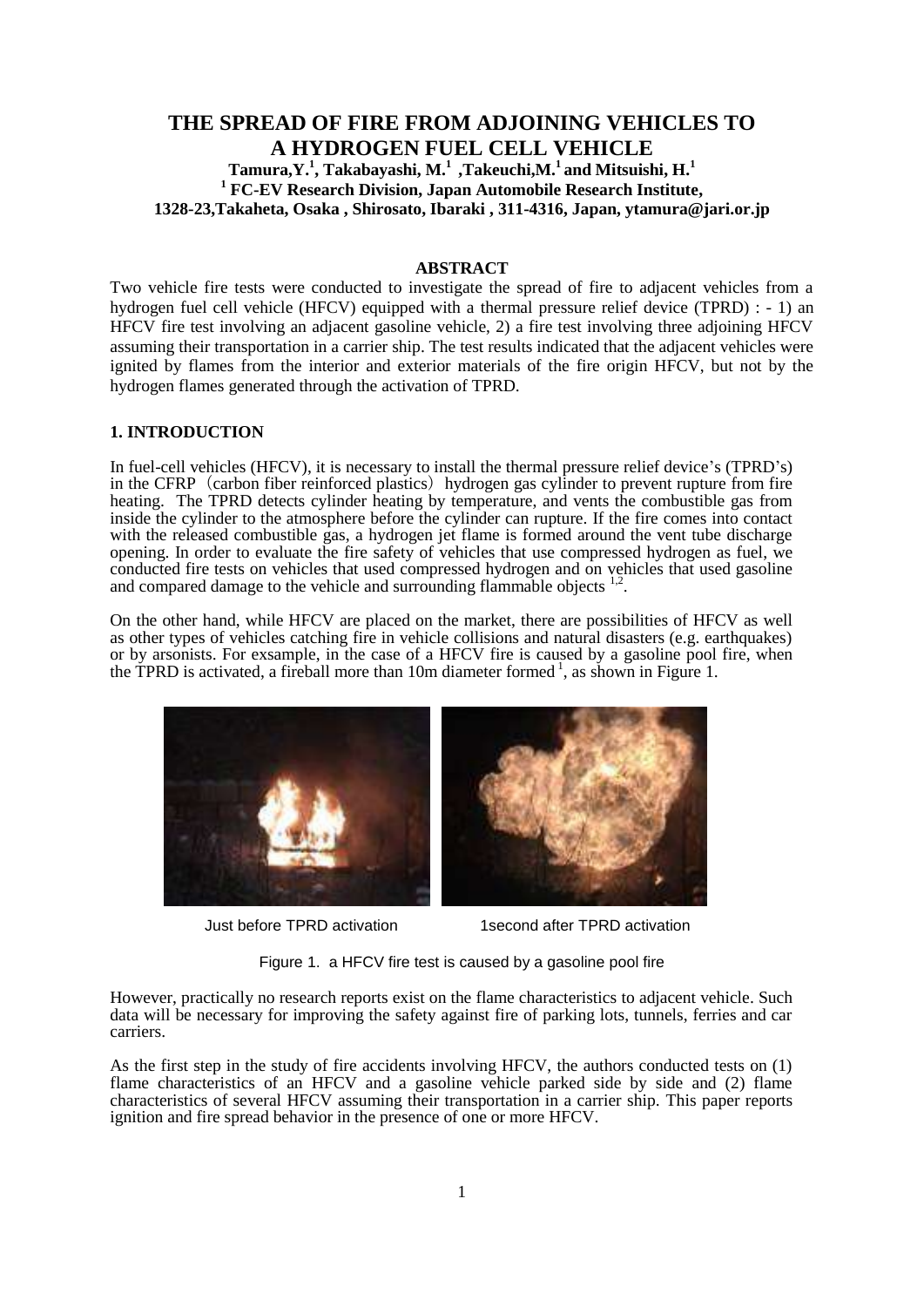# THE SPREAD OF FIRE FROM ADJOINING VEHICLES TO A HYDROGEN FUEL CELL VEHICLE

**Tamura,Y.[1], Takabayashi, M.[1] ,Takeuchi,M.[1] and Mitsuishi, H.[1]**

**[1] FC-EV Research Division, Japan Automobile Research Institute, 1328-23,Takaheta, Osaka , Shirosato, Ibaraki , 311-4316, Japan, ytamura@jari.or.jp**

## ABSTRACT

Two vehicle fire tests were conducted to investigate the spread of fire to adjacent vehicles from a hydrogen fuel cell vehicle (HFCV) equipped with a thermal pressure relief device (TPRD) : - 1) an HFCV fire test involving an adjacent gasoline vehicle, 2) a fire test involving three adjoining HFCV assuming their transportation in a carrier ship. The test results indicated that the adjacent vehicles were ignited by flames from the interior and exterior materials of the fire origin HFCV, but not by the hydrogen flames generated through the activation of TPRD.

## 1. INTRODUCTION

In fuel-cell vehicles (HFCV), it is necessary to install the thermal pressure relief device's (TPRD's) in the CFRP（carbon fiber reinforced plastics）hydrogen gas cylinder to prevent rupture from fire heating. The TPRD detects cylinder heating by temperature, and vents the combustible gas from inside the cylinder to the atmosphere before the cylinder can rupture. If the fire comes into contact with the released combustible gas, a hydrogen jet flame is formed around the vent tube discharge opening. In order to evaluate the fire safety of vehicles that use compressed hydrogen as fuel, we conducted fire tests on vehicles that used compressed hydrogen and on vehicles that used gasoline and compared damage to the vehicle and surrounding flammable objects [1,2].

On the other hand, while HFCV are placed on the market, there are possibilities of HFCV as well as other types of vehicles catching fire in vehicle collisions and natural disasters (e.g. earthquakes) or by arsonists. For exsample, in the case of a HFCV fire is caused by a gasoline pool fire, when the TPRD is activated, a fireball more than 10m diameter formed [1], as shown in Figure 1.

Just before TPRD activation　　　　1second after TPRD activation

Figure 1. a HFCV fire test is caused by a gasoline pool fire

However, practically no research reports exist on the flame characteristics to adjacent vehicle. Such data will be necessary for improving the safety against fire of parking lots, tunnels, ferries and car carriers.

As the first step in the study of fire accidents involving HFCV, the authors conducted tests on (1) flame characteristics of an HFCV and a gasoline vehicle parked side by side and (2) flame characteristics of several HFCV assuming their transportation in a carrier ship. This paper reports ignition and fire spread behavior in the presence of one or more HFCV.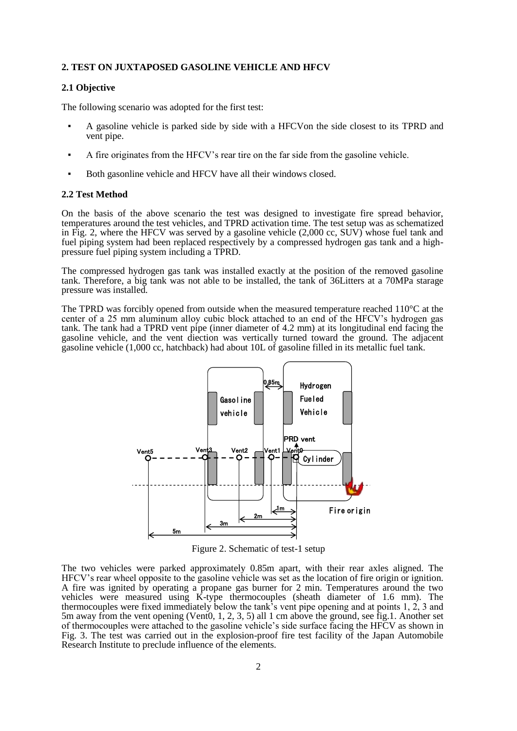## 2. TEST ON JUXTAPOSED GASOLINE VEHICLE AND HFCV

### 2.1 Objective

The following scenario was adopted for the first test:

- A gasoline vehicle is parked side by side with a HFCVon the side closest to its TPRD and vent pipe.
- A fire originates from the HFCV's rear tire on the far side from the gasoline vehicle.
- Both gasonline vehicle and HFCV have all their windows closed.

### 2.2 Test Method

On the basis of the above scenario the test was designed to investigate fire spread behavior, temperatures around the test vehicles, and TPRD activation time. The test setup was as schematized in Fig. 2, where the HFCV was served by a gasoline vehicle (2,000 cc, SUV) whose fuel tank and fuel piping system had been replaced respectively by a compressed hydrogen gas tank and a high-pressure fuel piping system including a TPRD.

The compressed hydrogen gas tank was installed exactly at the position of the removed gasoline tank. Therefore, a big tank was not able to be installed, the tank of 36Litters at a 70MPa starage pressure was installed.

The TPRD was forcibly opened from outside when the measured temperature reached 110°C at the center of a 25 mm aluminum alloy cubic block attached to an end of the HFCV's hydrogen gas tank. The tank had a TPRD vent pipe (inner diameter of 4.2 mm) at its longitudinal end facing the gasoline vehicle, and the vent diection was vertically turned toward the ground. The adjacent gasoline vehicle (1,000 cc, hatchback) had about 10L of gasoline filled in its metallic fuel tank.

Figure 2. Schematic of test-1 setup

The two vehicles were parked approximately 0.85m apart, with their rear axles aligned. The HFCV's rear wheel opposite to the gasoline vehicle was set as the location of fire origin or ignition. A fire was ignited by operating a propane gas burner for 2 min. Temperatures around the two vehicles were measured using K-type thermocouples (sheath diameter of 1.6 mm). The thermocouples were fixed immediately below the tank's vent pipe opening and at points 1, 2, 3 and 5m away from the vent opening (Vent0, 1, 2, 3, 5) all 1 cm above the ground, see fig.1. Another set of thermocouples were attached to the gasoline vehicle's side surface facing the HFCV as shown in Fig. 3. The test was carried out in the explosion-proof fire test facility of the Japan Automobile Research Institute to preclude influence of the elements.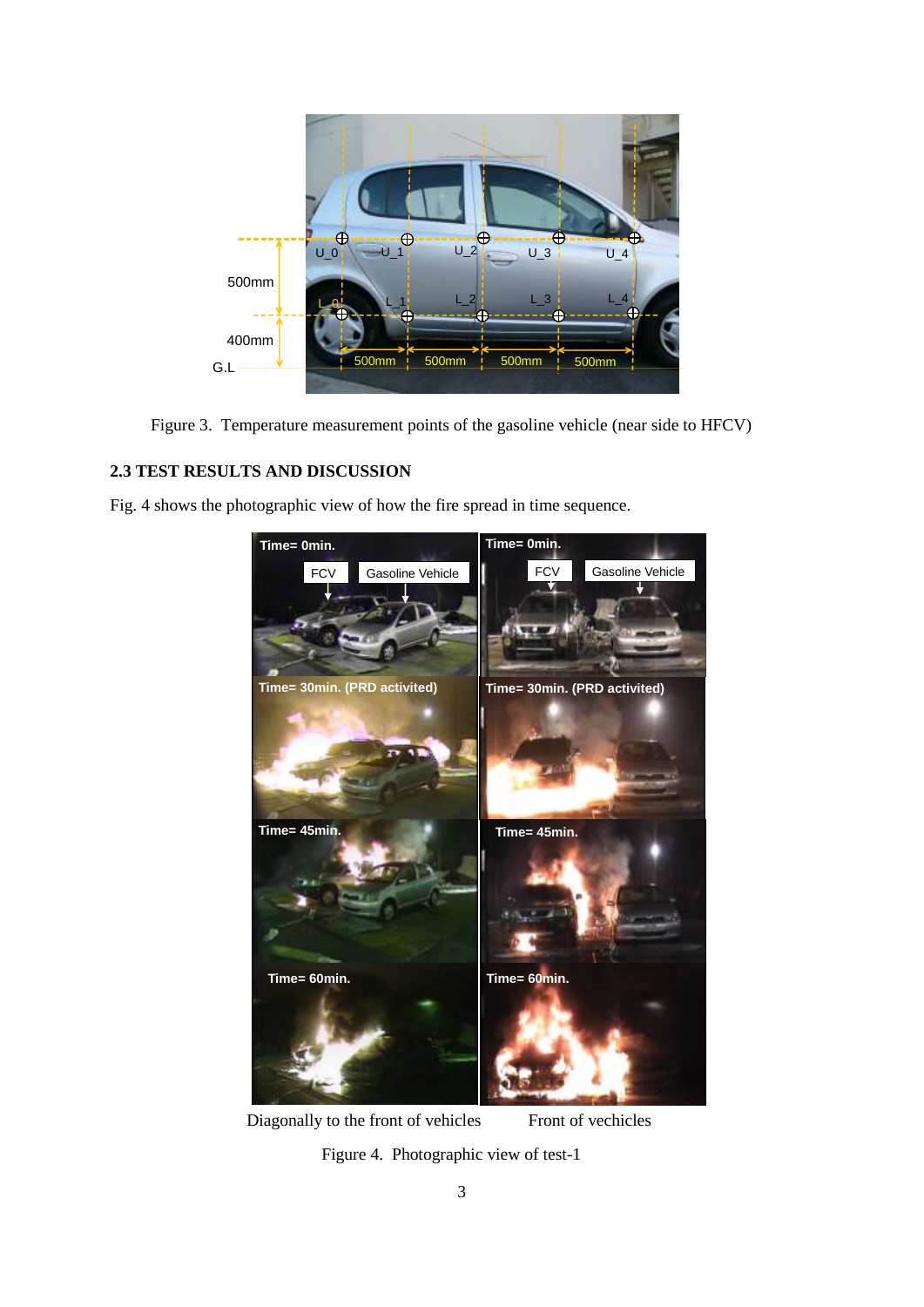Figure 3. Temperature measurement points of the gasoline vehicle (near side to HFCV)

### 2.3 TEST RESULTS AND DISCUSSION

Fig. 4 shows the photographic view of how the fire spread in time sequence.

Diagonally to the front of vehicles Front of vechicles

Figure 4. Photographic view of test-1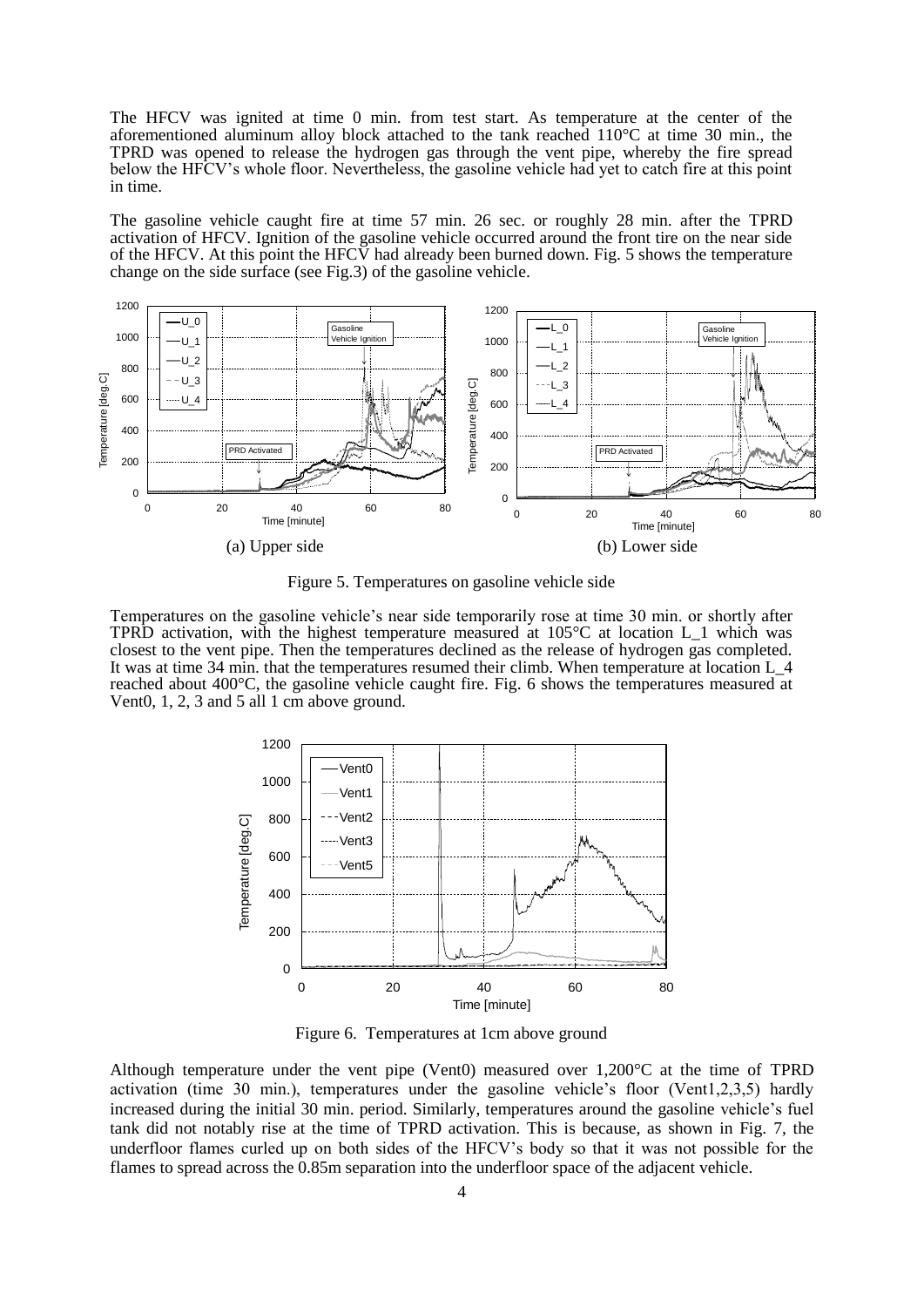The HFCV was ignited at time 0 min. from test start. As temperature at the center of the aforementioned aluminum alloy block attached to the tank reached 110°C at time 30 min., the TPRD was opened to release the hydrogen gas through the vent pipe, whereby the fire spread below the HFCV's whole floor. Nevertheless, the gasoline vehicle had yet to catch fire at this point in time.

The gasoline vehicle caught fire at time 57 min. 26 sec. or roughly 28 min. after the TPRD activation of HFCV. Ignition of the gasoline vehicle occurred around the front tire on the near side of the HFCV. At this point the HFCV had already been burned down. Fig. 5 shows the temperature change on the side surface (see Fig.3) of the gasoline vehicle.

(a) Upper side (b) Lower side

Figure 5. Temperatures on gasoline vehicle side

Temperatures on the gasoline vehicle's near side temporarily rose at time 30 min. or shortly after TPRD activation, with the highest temperature measured at 105°C at location L_1 which was closest to the vent pipe. Then the temperatures declined as the release of hydrogen gas completed. It was at time 34 min. that the temperatures resumed their climb. When temperature at location L_4 reached about 400°C, the gasoline vehicle caught fire. Fig. 6 shows the temperatures measured at Vent0, 1, 2, 3 and 5 all 1 cm above ground.

Figure 6. Temperatures at 1cm above ground

Although temperature under the vent pipe (Vent0) measured over 1,200°C at the time of TPRD activation (time 30 min.), temperatures under the gasoline vehicle's floor (Vent1,2,3,5) hardly increased during the initial 30 min. period. Similarly, temperatures around the gasoline vehicle's fuel tank did not notably rise at the time of TPRD activation. This is because, as shown in Fig. 7, the underfloor flames curled up on both sides of the HFCV's body so that it was not possible for the flames to spread across the 0.85m separation into the underfloor space of the adjacent vehicle.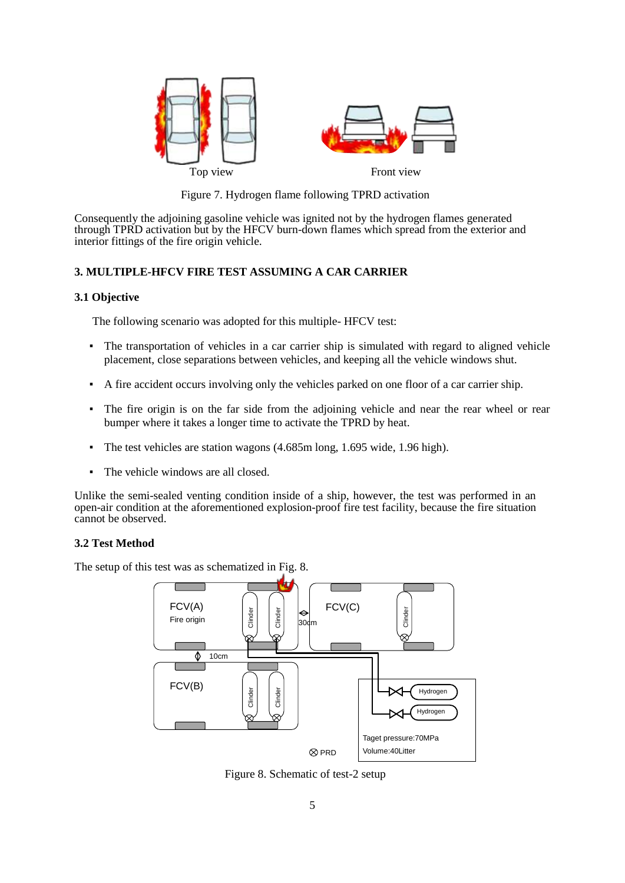Figure 7. Hydrogen flame following TPRD activation

Consequently the adjoining gasoline vehicle was ignited not by the hydrogen flames generated through TPRD activation but by the HFCV burn-down flames which spread from the exterior and interior fittings of the fire origin vehicle.

## 3. MULTIPLE-HFCV FIRE TEST ASSUMING A CAR CARRIER

### 3.1 Objective

The following scenario was adopted for this multiple- HFCV test:

- The transportation of vehicles in a car carrier ship is simulated with regard to aligned vehicle placement, close separations between vehicles, and keeping all the vehicle windows shut.
- A fire accident occurs involving only the vehicles parked on one floor of a car carrier ship.
- The fire origin is on the far side from the adjoining vehicle and near the rear wheel or rear bumper where it takes a longer time to activate the TPRD by heat.
- The test vehicles are station wagons (4.685m long, 1.695 wide, 1.96 high).
- The vehicle windows are all closed.

Unlike the semi-sealed venting condition inside of a ship, however, the test was performed in an open-air condition at the aforementioned explosion-proof fire test facility, because the fire situation cannot be observed.

### 3.2 Test Method

The setup of this test was as schematized in Fig. 8.

Figure 8. Schematic of test-2 setup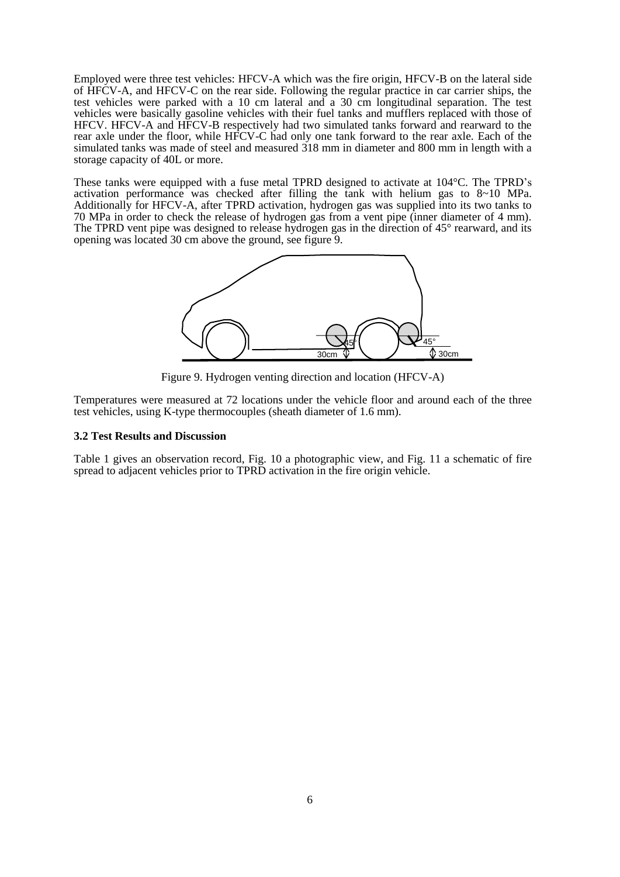Employed were three test vehicles: HFCV-A which was the fire origin, HFCV-B on the lateral side of HFCV-A, and HFCV-C on the rear side. Following the regular practice in car carrier ships, the test vehicles were parked with a 10 cm lateral and a 30 cm longitudinal separation. The test vehicles were basically gasoline vehicles with their fuel tanks and mufflers replaced with those of HFCV. HFCV-A and HFCV-B respectively had two simulated tanks forward and rearward to the rear axle under the floor, while HFCV-C had only one tank forward to the rear axle. Each of the simulated tanks was made of steel and measured 318 mm in diameter and 800 mm in length with a storage capacity of 40L or more.

These tanks were equipped with a fuse metal TPRD designed to activate at 104°C. The TPRD's activation performance was checked after filling the tank with helium gas to 8~10 MPa. Additionally for HFCV-A, after TPRD activation, hydrogen gas was supplied into its two tanks to 70 MPa in order to check the release of hydrogen gas from a vent pipe (inner diameter of 4 mm). The TPRD vent pipe was designed to release hydrogen gas in the direction of 45° rearward, and its opening was located 30 cm above the ground, see figure 9.

Figure 9. Hydrogen venting direction and location (HFCV-A)

Temperatures were measured at 72 locations under the vehicle floor and around each of the three test vehicles, using K-type thermocouples (sheath diameter of 1.6 mm).

### 3.2 Test Results and Discussion

Table 1 gives an observation record, Fig. 10 a photographic view, and Fig. 11 a schematic of fire spread to adjacent vehicles prior to TPRD activation in the fire origin vehicle.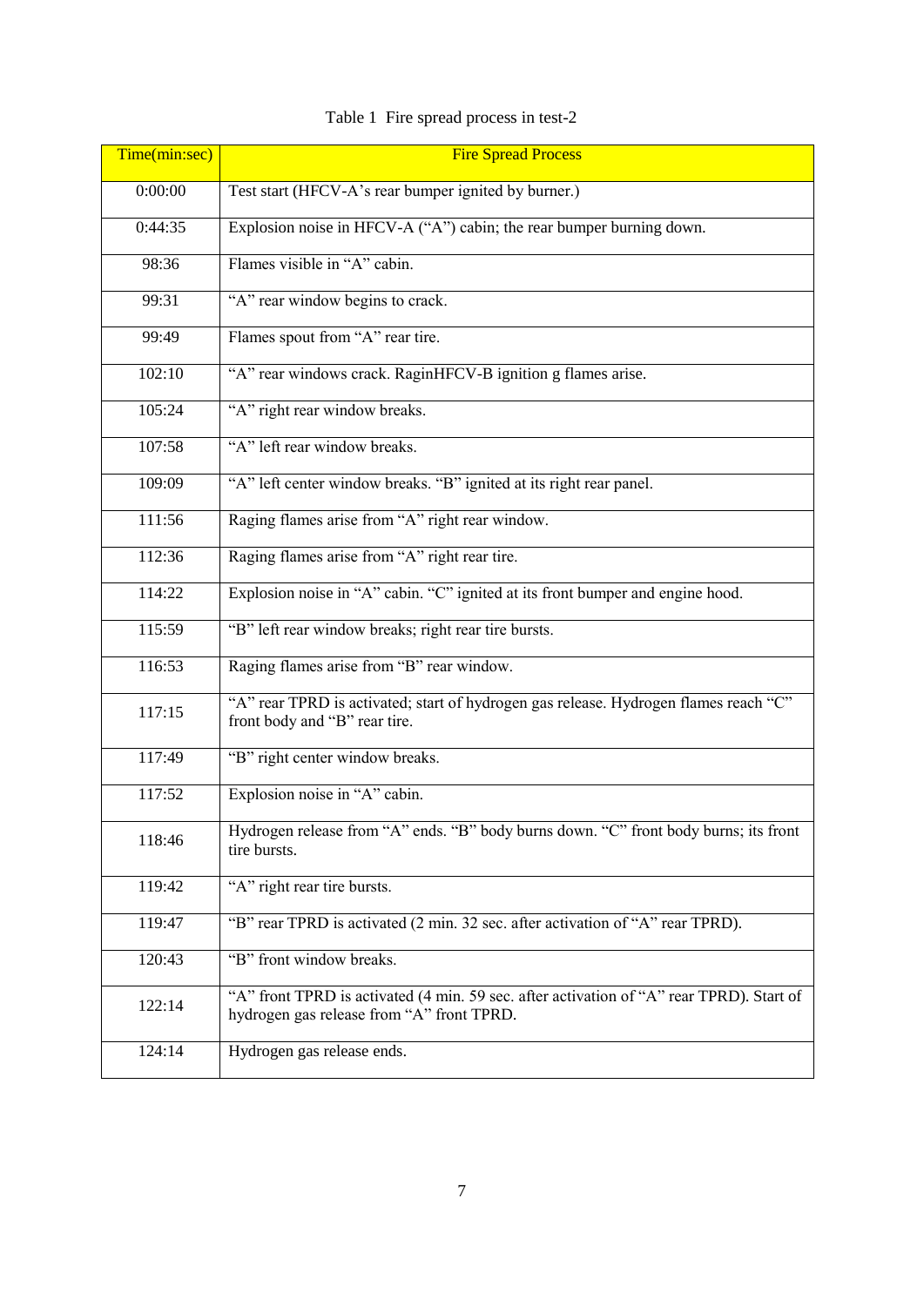Table 1  Fire spread process in test-2

| Time(min:sec) | Fire Spread Process |
|---|---|
| 0:00:00 | Test start (HFCV-A's rear bumper ignited by burner.) |
| 0:44:35 | Explosion noise in HFCV-A ("A") cabin; the rear bumper burning down. |
| 98:36 | Flames visible in "A" cabin. |
| 99:31 | "A" rear window begins to crack. |
| 99:49 | Flames spout from "A" rear tire. |
| 102:10 | "A" rear windows crack. RaginHFCV-B ignition g flames arise. |
| 105:24 | "A" right rear window breaks. |
| 107:58 | "A" left rear window breaks. |
| 109:09 | "A" left center window breaks. "B" ignited at its right rear panel. |
| 111:56 | Raging flames arise from "A" right rear window. |
| 112:36 | Raging flames arise from "A" right rear tire. |
| 114:22 | Explosion noise in "A" cabin. "C" ignited at its front bumper and engine hood. |
| 115:59 | "B" left rear window breaks; right rear tire bursts. |
| 116:53 | Raging flames arise from "B" rear window. |
| 117:15 | "A" rear TPRD is activated; start of hydrogen gas release. Hydrogen flames reach "C" front body and "B" rear tire. |
| 117:49 | "B" right center window breaks. |
| 117:52 | Explosion noise in "A" cabin. |
| 118:46 | Hydrogen release from "A" ends. "B" body burns down. "C" front body burns; its front tire bursts. |
| 119:42 | "A" right rear tire bursts. |
| 119:47 | "B" rear TPRD is activated (2 min. 32 sec. after activation of "A" rear TPRD). |
| 120:43 | "B" front window breaks. |
| 122:14 | "A" front TPRD is activated (4 min. 59 sec. after activation of "A" rear TPRD). Start of hydrogen gas release from "A" front TPRD. |
| 124:14 | Hydrogen gas release ends. |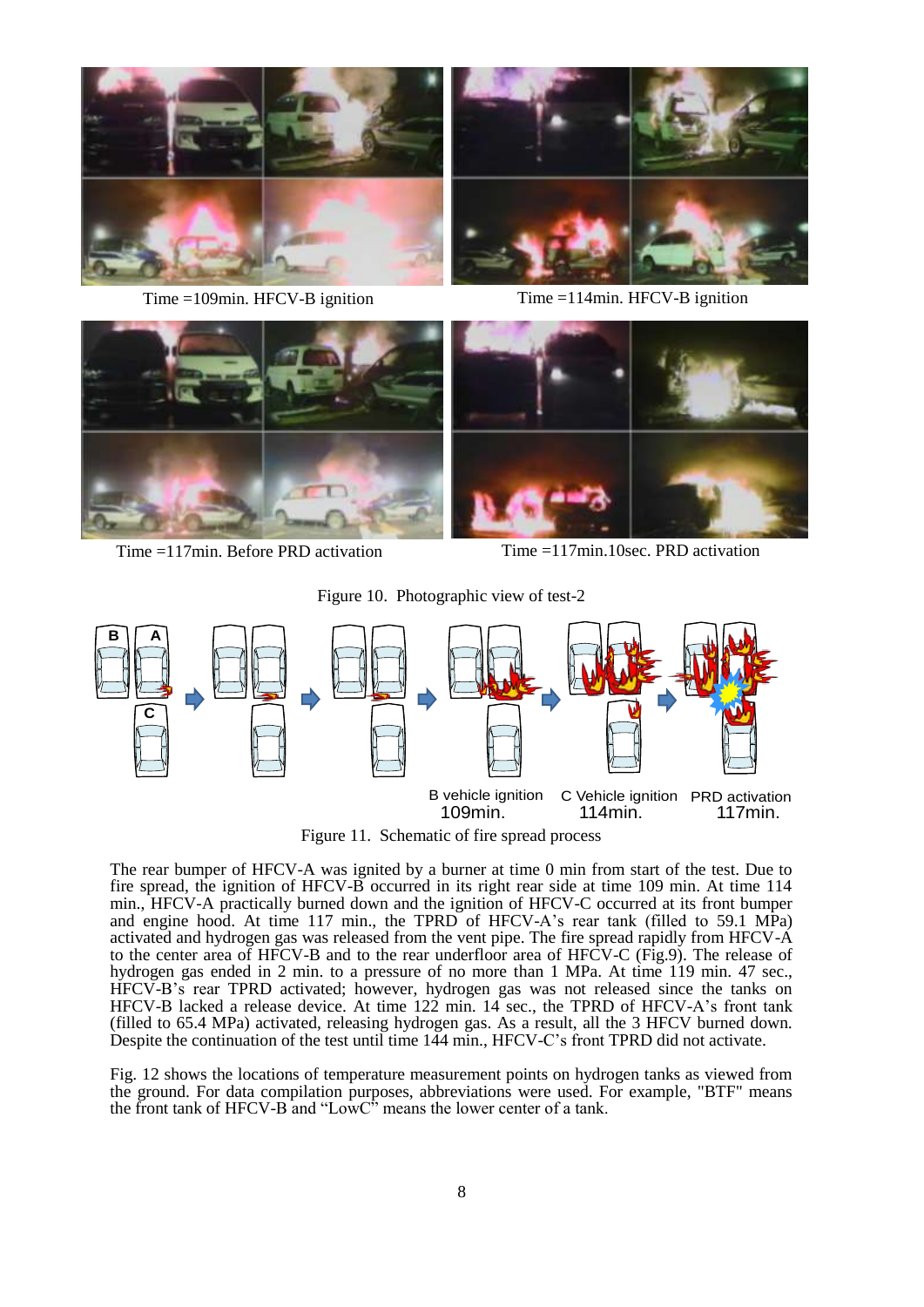Time =109min. HFCV-B ignition

Time =114min. HFCV-B ignition

Time =117min. Before PRD activation

Time =117min.10sec. PRD activation

Figure 10. Photographic view of test-2

B vehicle ignition 109min.

C Vehicle ignition 114min.

PRD activation 117min.

Figure 11. Schematic of fire spread process

The rear bumper of HFCV-A was ignited by a burner at time 0 min from start of the test. Due to fire spread, the ignition of HFCV-B occurred in its right rear side at time 109 min. At time 114 min., HFCV-A practically burned down and the ignition of HFCV-C occurred at its front bumper and engine hood. At time 117 min., the TPRD of HFCV-A's rear tank (filled to 59.1 MPa) activated and hydrogen gas was released from the vent pipe. The fire spread rapidly from HFCV-A to the center area of HFCV-B and to the rear underfloor area of HFCV-C (Fig.9). The release of hydrogen gas ended in 2 min. to a pressure of no more than 1 MPa. At time 119 min. 47 sec., HFCV-B's rear TPRD activated; however, hydrogen gas was not released since the tanks on HFCV-B lacked a release device. At time 122 min. 14 sec., the TPRD of HFCV-A's front tank (filled to 65.4 MPa) activated, releasing hydrogen gas. As a result, all the 3 HFCV burned down. Despite the continuation of the test until time 144 min., HFCV-C's front TPRD did not activate.

Fig. 12 shows the locations of temperature measurement points on hydrogen tanks as viewed from the ground. For data compilation purposes, abbreviations were used. For example, "BTF" means the front tank of HFCV-B and "LowC" means the lower center of a tank.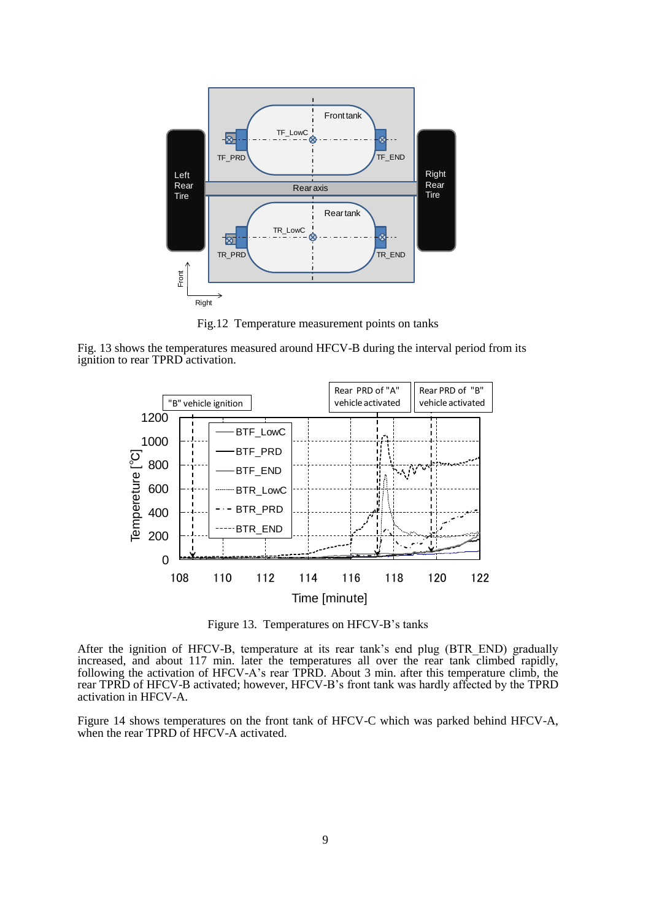Fig.12 Temperature measurement points on tanks

Fig. 13 shows the temperatures measured around HFCV-B during the interval period from its ignition to rear TPRD activation.

Figure 13. Temperatures on HFCV-B's tanks

After the ignition of HFCV-B, temperature at its rear tank's end plug (BTR_END) gradually increased, and about 117 min. later the temperatures all over the rear tank climbed rapidly, following the activation of HFCV-A's rear TPRD. About 3 min. after this temperature climb, the rear TPRD of HFCV-B activated; however, HFCV-B's front tank was hardly affected by the TPRD activation in HFCV-A.

Figure 14 shows temperatures on the front tank of HFCV-C which was parked behind HFCV-A, when the rear TPRD of HFCV-A activated.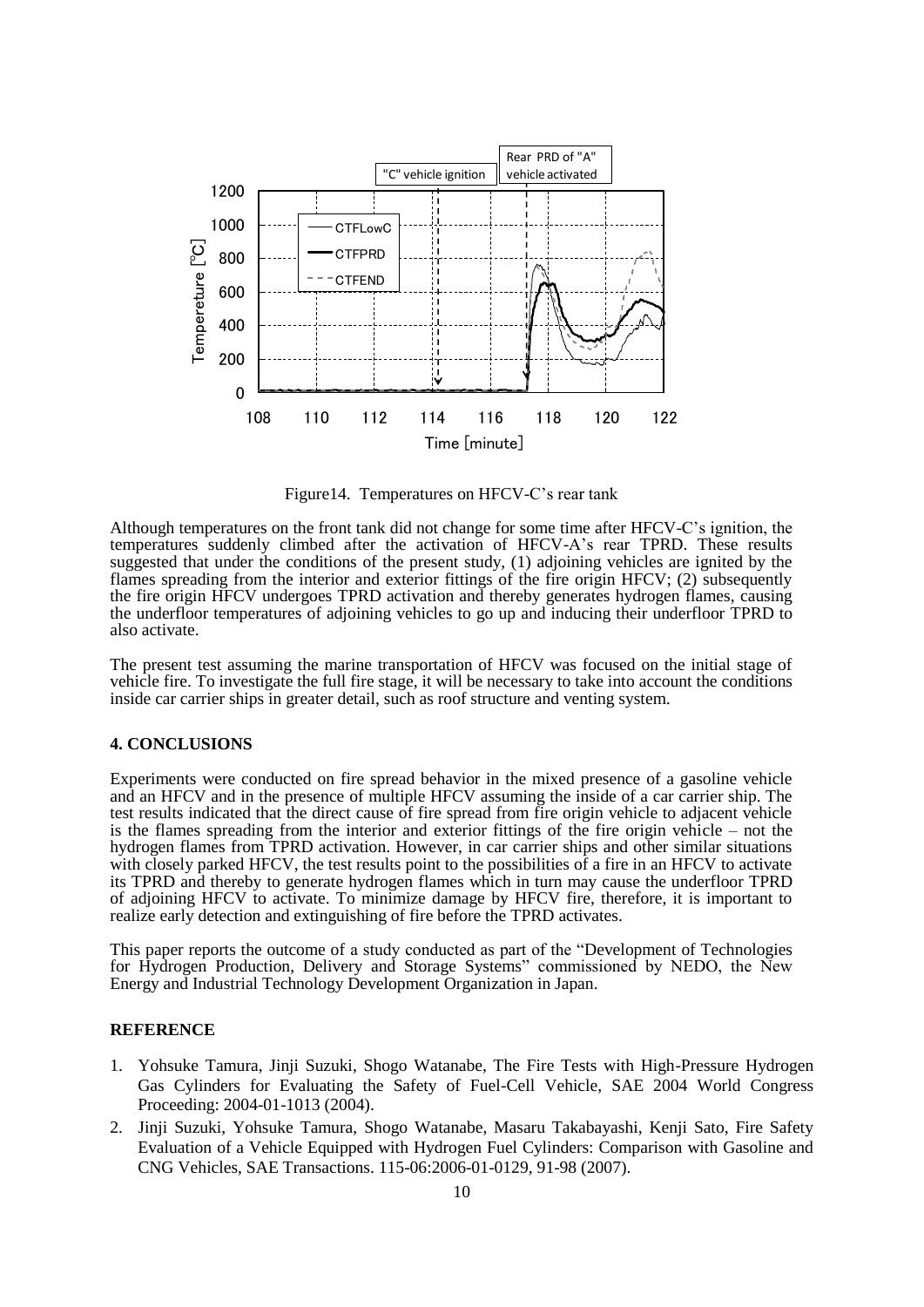"C" vehicle ignition

Rear PRD of "A" vehicle activated

1200
1000
800
600
400
200
0

Tempereture [℃]

CTFLowC
CTFPRD
CTFEND

108 110 112 114 116 118 120 122

Time [minute]

Figure14. Temperatures on HFCV-C's rear tank

Although temperatures on the front tank did not change for some time after HFCV-C's ignition, the temperatures suddenly climbed after the activation of HFCV-A's rear TPRD. These results suggested that under the conditions of the present study, (1) adjoining vehicles are ignited by the flames spreading from the interior and exterior fittings of the fire origin HFCV; (2) subsequently the fire origin HFCV undergoes TPRD activation and thereby generates hydrogen flames, causing the underfloor temperatures of adjoining vehicles to go up and inducing their underfloor TPRD to also activate.

The present test assuming the marine transportation of HFCV was focused on the initial stage of vehicle fire. To investigate the full fire stage, it will be necessary to take into account the conditions inside car carrier ships in greater detail, such as roof structure and venting system.

## 4. CONCLUSIONS

Experiments were conducted on fire spread behavior in the mixed presence of a gasoline vehicle and an HFCV and in the presence of multiple HFCV assuming the inside of a car carrier ship. The test results indicated that the direct cause of fire spread from fire origin vehicle to adjacent vehicle is the flames spreading from the interior and exterior fittings of the fire origin vehicle – not the hydrogen flames from TPRD activation. However, in car carrier ships and other similar situations with closely parked HFCV, the test results point to the possibilities of a fire in an HFCV to activate its TPRD and thereby to generate hydrogen flames which in turn may cause the underfloor TPRD of adjoining HFCV to activate. To minimize damage by HFCV fire, therefore, it is important to realize early detection and extinguishing of fire before the TPRD activates.

This paper reports the outcome of a study conducted as part of the "Development of Technologies for Hydrogen Production, Delivery and Storage Systems" commissioned by NEDO, the New Energy and Industrial Technology Development Organization in Japan.

## REFERENCE

1. Yohsuke Tamura, Jinji Suzuki, Shogo Watanabe, The Fire Tests with High-Pressure Hydrogen Gas Cylinders for Evaluating the Safety of Fuel-Cell Vehicle, SAE 2004 World Congress Proceeding: 2004-01-1013 (2004).
2. Jinji Suzuki, Yohsuke Tamura, Shogo Watanabe, Masaru Takabayashi, Kenji Sato, Fire Safety Evaluation of a Vehicle Equipped with Hydrogen Fuel Cylinders: Comparison with Gasoline and CNG Vehicles, SAE Transactions. 115-06:2006-01-0129, 91-98 (2007).